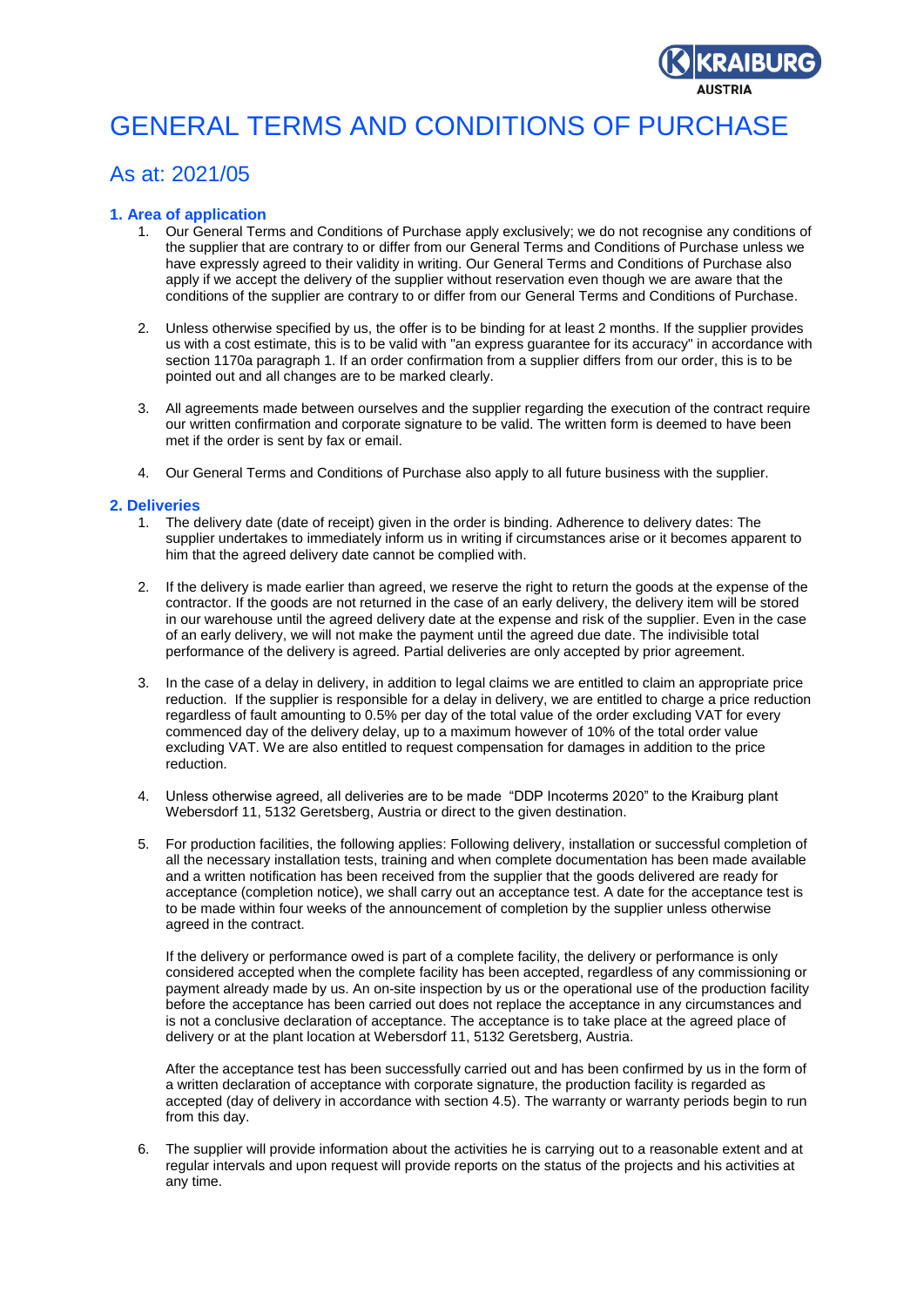# GENERAL TERMS AND CONDITIONS OF PURCHASE

## As at: 2021/05

### 1. Area of application

1. Our General Terms and Conditions of Purchase apply exclusively; we do not recognise any conditions of the supplier that are contrary to or differ from our General Terms and Conditions of Purchase unless we have expressly agreed to their validity in writing. Our General Terms and Conditions of Purchase also apply if we accept the delivery of the supplier without reservation even though we are aware that the conditions of the supplier are contrary to or differ from our General Terms and Conditions of Purchase.

2. Unless otherwise specified by us, the offer is to be binding for at least 2 months. If the supplier provides us with a cost estimate, this is to be valid with "an express guarantee for its accuracy" in accordance with section 1170a paragraph 1. If an order confirmation from a supplier differs from our order, this is to be pointed out and all changes are to be marked clearly.

3. All agreements made between ourselves and the supplier regarding the execution of the contract require our written confirmation and corporate signature to be valid. The written form is deemed to have been met if the order is sent by fax or email.

4. Our General Terms and Conditions of Purchase also apply to all future business with the supplier.

### 2. Deliveries

1. The delivery date (date of receipt) given in the order is binding. Adherence to delivery dates: The supplier undertakes to immediately inform us in writing if circumstances arise or it becomes apparent to him that the agreed delivery date cannot be complied with.

2. If the delivery is made earlier than agreed, we reserve the right to return the goods at the expense of the contractor. If the goods are not returned in the case of an early delivery, the delivery item will be stored in our warehouse until the agreed delivery date at the expense and risk of the supplier. Even in the case of an early delivery, we will not make the payment until the agreed due date. The indivisible total performance of the delivery is agreed. Partial deliveries are only accepted by prior agreement.

3. In the case of a delay in delivery, in addition to legal claims we are entitled to claim an appropriate price reduction. If the supplier is responsible for a delay in delivery, we are entitled to charge a price reduction regardless of fault amounting to 0.5% per day of the total value of the order excluding VAT for every commenced day of the delivery delay, up to a maximum however of 10% of the total order value excluding VAT. We are also entitled to request compensation for damages in addition to the price reduction.

4. Unless otherwise agreed, all deliveries are to be made "DDP Incoterms 2020" to the Kraiburg plant Webersdorf 11, 5132 Geretsberg, Austria or direct to the given destination.

5. For production facilities, the following applies: Following delivery, installation or successful completion of all the necessary installation tests, training and when complete documentation has been made available and a written notification has been received from the supplier that the goods delivered are ready for acceptance (completion notice), we shall carry out an acceptance test. A date for the acceptance test is to be made within four weeks of the announcement of completion by the supplier unless otherwise agreed in the contract.

   If the delivery or performance owed is part of a complete facility, the delivery or performance is only considered accepted when the complete facility has been accepted, regardless of any commissioning or payment already made by us. An on-site inspection by us or the operational use of the production facility before the acceptance has been carried out does not replace the acceptance in any circumstances and is not a conclusive declaration of acceptance. The acceptance is to take place at the agreed place of delivery or at the plant location at Webersdorf 11, 5132 Geretsberg, Austria.

   After the acceptance test has been successfully carried out and has been confirmed by us in the form of a written declaration of acceptance with corporate signature, the production facility is regarded as accepted (day of delivery in accordance with section 4.5). The warranty or warranty periods begin to run from this day.

6. The supplier will provide information about the activities he is carrying out to a reasonable extent and at regular intervals and upon request will provide reports on the status of the projects and his activities at any time.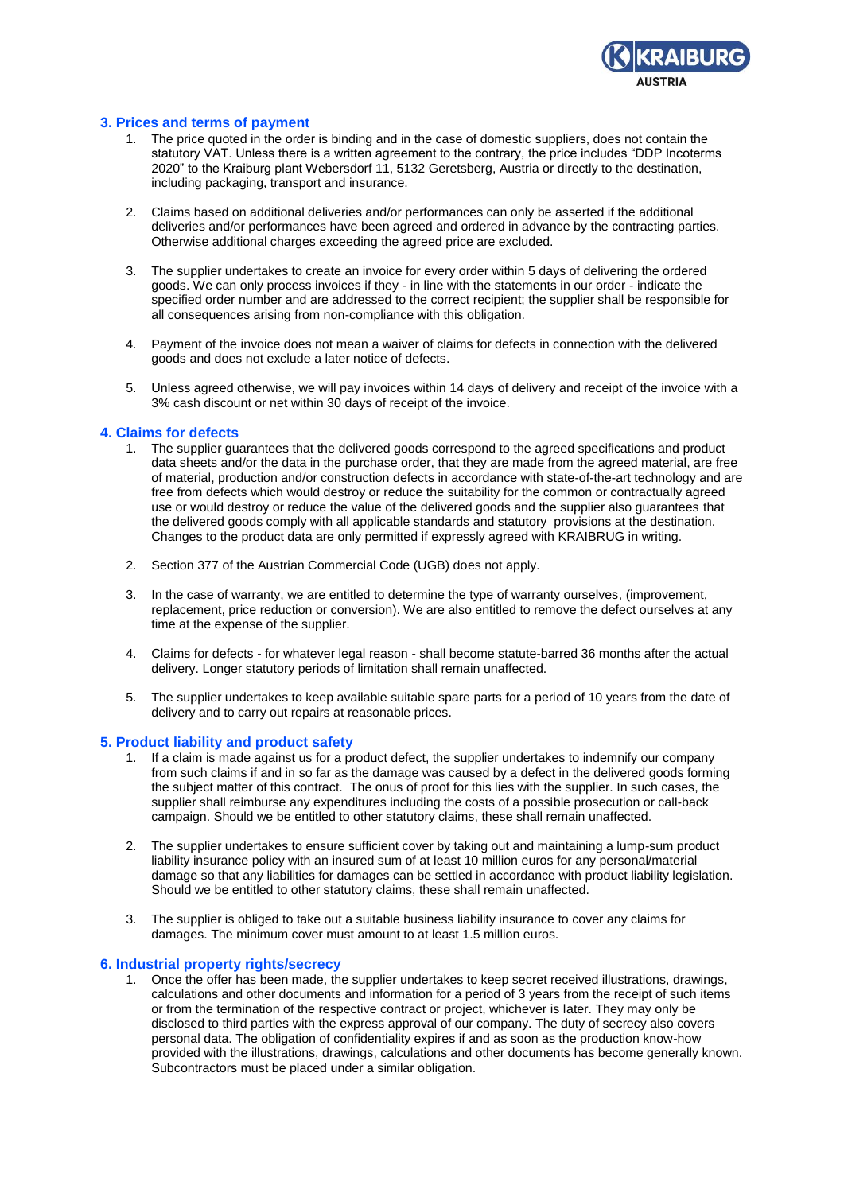## 3. Prices and terms of payment

1. The price quoted in the order is binding and in the case of domestic suppliers, does not contain the statutory VAT. Unless there is a written agreement to the contrary, the price includes "DDP Incoterms 2020" to the Kraiburg plant Webersdorf 11, 5132 Geretsberg, Austria or directly to the destination, including packaging, transport and insurance.

2. Claims based on additional deliveries and/or performances can only be asserted if the additional deliveries and/or performances have been agreed and ordered in advance by the contracting parties. Otherwise additional charges exceeding the agreed price are excluded.

3. The supplier undertakes to create an invoice for every order within 5 days of delivering the ordered goods. We can only process invoices if they - in line with the statements in our order - indicate the specified order number and are addressed to the correct recipient; the supplier shall be responsible for all consequences arising from non-compliance with this obligation.

4. Payment of the invoice does not mean a waiver of claims for defects in connection with the delivered goods and does not exclude a later notice of defects.

5. Unless agreed otherwise, we will pay invoices within 14 days of delivery and receipt of the invoice with a 3% cash discount or net within 30 days of receipt of the invoice.

## 4. Claims for defects

1. The supplier guarantees that the delivered goods correspond to the agreed specifications and product data sheets and/or the data in the purchase order, that they are made from the agreed material, are free of material, production and/or construction defects in accordance with state-of-the-art technology and are free from defects which would destroy or reduce the suitability for the common or contractually agreed use or would destroy or reduce the value of the delivered goods and the supplier also guarantees that the delivered goods comply with all applicable standards and statutory provisions at the destination. Changes to the product data are only permitted if expressly agreed with KRAIBRUG in writing.

2. Section 377 of the Austrian Commercial Code (UGB) does not apply.

3. In the case of warranty, we are entitled to determine the type of warranty ourselves, (improvement, replacement, price reduction or conversion). We are also entitled to remove the defect ourselves at any time at the expense of the supplier.

4. Claims for defects - for whatever legal reason - shall become statute-barred 36 months after the actual delivery. Longer statutory periods of limitation shall remain unaffected.

5. The supplier undertakes to keep available suitable spare parts for a period of 10 years from the date of delivery and to carry out repairs at reasonable prices.

## 5. Product liability and product safety

1. If a claim is made against us for a product defect, the supplier undertakes to indemnify our company from such claims if and in so far as the damage was caused by a defect in the delivered goods forming the subject matter of this contract. The onus of proof for this lies with the supplier. In such cases, the supplier shall reimburse any expenditures including the costs of a possible prosecution or call-back campaign. Should we be entitled to other statutory claims, these shall remain unaffected.

2. The supplier undertakes to ensure sufficient cover by taking out and maintaining a lump-sum product liability insurance policy with an insured sum of at least 10 million euros for any personal/material damage so that any liabilities for damages can be settled in accordance with product liability legislation. Should we be entitled to other statutory claims, these shall remain unaffected.

3. The supplier is obliged to take out a suitable business liability insurance to cover any claims for damages. The minimum cover must amount to at least 1.5 million euros.

## 6. Industrial property rights/secrecy

1. Once the offer has been made, the supplier undertakes to keep secret received illustrations, drawings, calculations and other documents and information for a period of 3 years from the receipt of such items or from the termination of the respective contract or project, whichever is later. They may only be disclosed to third parties with the express approval of our company. The duty of secrecy also covers personal data. The obligation of confidentiality expires if and as soon as the production know-how provided with the illustrations, drawings, calculations and other documents has become generally known. Subcontractors must be placed under a similar obligation.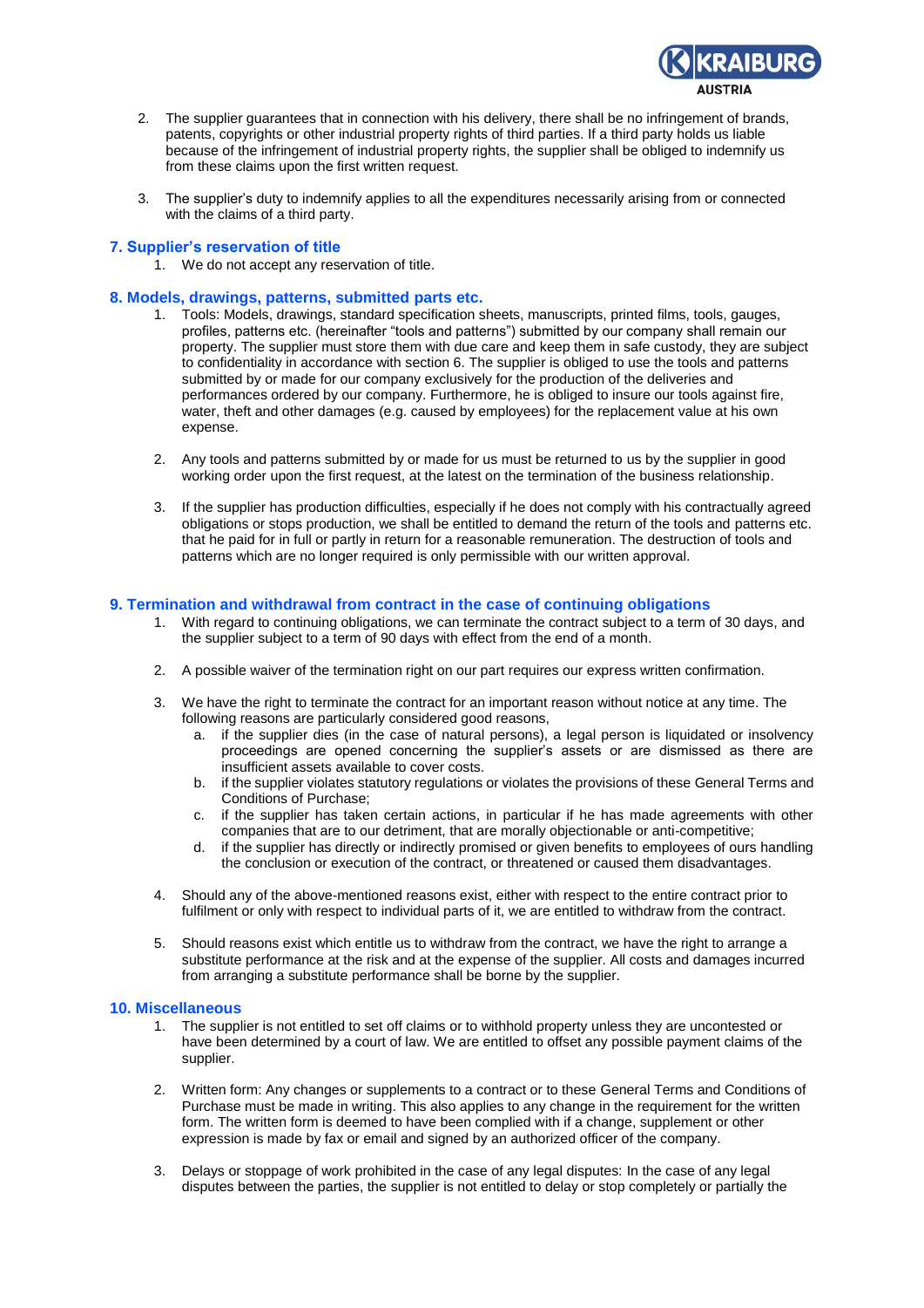2. The supplier guarantees that in connection with his delivery, there shall be no infringement of brands, patents, copyrights or other industrial property rights of third parties. If a third party holds us liable because of the infringement of industrial property rights, the supplier shall be obliged to indemnify us from these claims upon the first written request.

3. The supplier's duty to indemnify applies to all the expenditures necessarily arising from or connected with the claims of a third party.

## 7. Supplier's reservation of title

1. We do not accept any reservation of title.

## 8. Models, drawings, patterns, submitted parts etc.

1. Tools: Models, drawings, standard specification sheets, manuscripts, printed films, tools, gauges, profiles, patterns etc. (hereinafter "tools and patterns") submitted by our company shall remain our property. The supplier must store them with due care and keep them in safe custody, they are subject to confidentiality in accordance with section 6. The supplier is obliged to use the tools and patterns submitted by or made for our company exclusively for the production of the deliveries and performances ordered by our company. Furthermore, he is obliged to insure our tools against fire, water, theft and other damages (e.g. caused by employees) for the replacement value at his own expense.

2. Any tools and patterns submitted by or made for us must be returned to us by the supplier in good working order upon the first request, at the latest on the termination of the business relationship.

3. If the supplier has production difficulties, especially if he does not comply with his contractually agreed obligations or stops production, we shall be entitled to demand the return of the tools and patterns etc. that he paid for in full or partly in return for a reasonable remuneration. The destruction of tools and patterns which are no longer required is only permissible with our written approval.

## 9. Termination and withdrawal from contract in the case of continuing obligations

1. With regard to continuing obligations, we can terminate the contract subject to a term of 30 days, and the supplier subject to a term of 90 days with effect from the end of a month.

2. A possible waiver of the termination right on our part requires our express written confirmation.

3. We have the right to terminate the contract for an important reason without notice at any time. The following reasons are particularly considered good reasons,
   a. if the supplier dies (in the case of natural persons), a legal person is liquidated or insolvency proceedings are opened concerning the supplier's assets or are dismissed as there are insufficient assets available to cover costs.
   b. if the supplier violates statutory regulations or violates the provisions of these General Terms and Conditions of Purchase;
   c. if the supplier has taken certain actions, in particular if he has made agreements with other companies that are to our detriment, that are morally objectionable or anti-competitive;
   d. if the supplier has directly or indirectly promised or given benefits to employees of ours handling the conclusion or execution of the contract, or threatened or caused them disadvantages.

4. Should any of the above-mentioned reasons exist, either with respect to the entire contract prior to fulfilment or only with respect to individual parts of it, we are entitled to withdraw from the contract.

5. Should reasons exist which entitle us to withdraw from the contract, we have the right to arrange a substitute performance at the risk and at the expense of the supplier. All costs and damages incurred from arranging a substitute performance shall be borne by the supplier.

## 10. Miscellaneous

1. The supplier is not entitled to set off claims or to withhold property unless they are uncontested or have been determined by a court of law. We are entitled to offset any possible payment claims of the supplier.

2. Written form: Any changes or supplements to a contract or to these General Terms and Conditions of Purchase must be made in writing. This also applies to any change in the requirement for the written form. The written form is deemed to have been complied with if a change, supplement or other expression is made by fax or email and signed by an authorized officer of the company.

3. Delays or stoppage of work prohibited in the case of any legal disputes: In the case of any legal disputes between the parties, the supplier is not entitled to delay or stop completely or partially the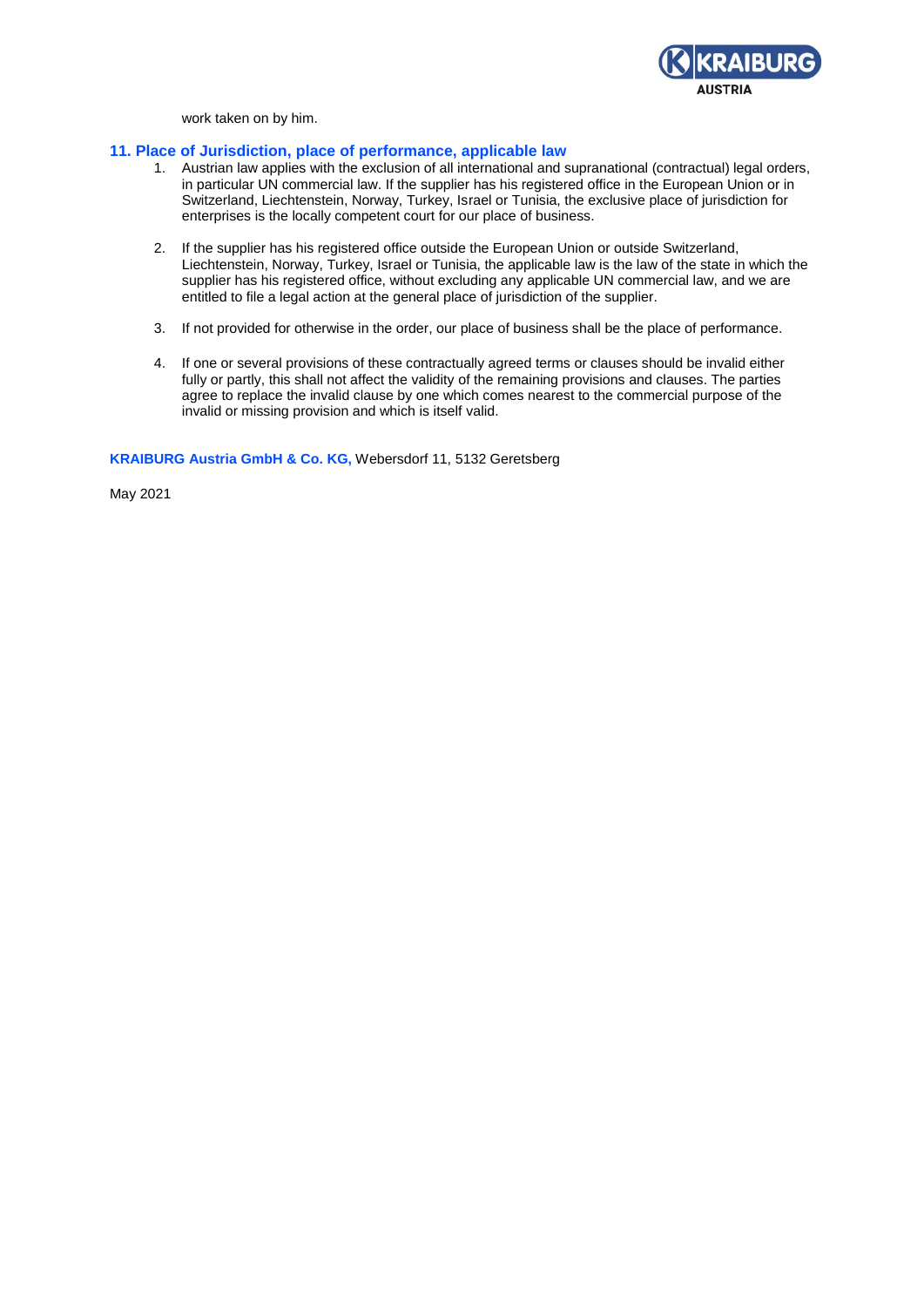work taken on by him.

## 11. Place of Jurisdiction, place of performance, applicable law

1. Austrian law applies with the exclusion of all international and supranational (contractual) legal orders, in particular UN commercial law. If the supplier has his registered office in the European Union or in Switzerland, Liechtenstein, Norway, Turkey, Israel or Tunisia, the exclusive place of jurisdiction for enterprises is the locally competent court for our place of business.

2. If the supplier has his registered office outside the European Union or outside Switzerland, Liechtenstein, Norway, Turkey, Israel or Tunisia, the applicable law is the law of the state in which the supplier has his registered office, without excluding any applicable UN commercial law, and we are entitled to file a legal action at the general place of jurisdiction of the supplier.

3. If not provided for otherwise in the order, our place of business shall be the place of performance.

4. If one or several provisions of these contractually agreed terms or clauses should be invalid either fully or partly, this shall not affect the validity of the remaining provisions and clauses. The parties agree to replace the invalid clause by one which comes nearest to the commercial purpose of the invalid or missing provision and which is itself valid.

**KRAIBURG Austria GmbH & Co. KG,** Webersdorf 11, 5132 Geretsberg

May 2021